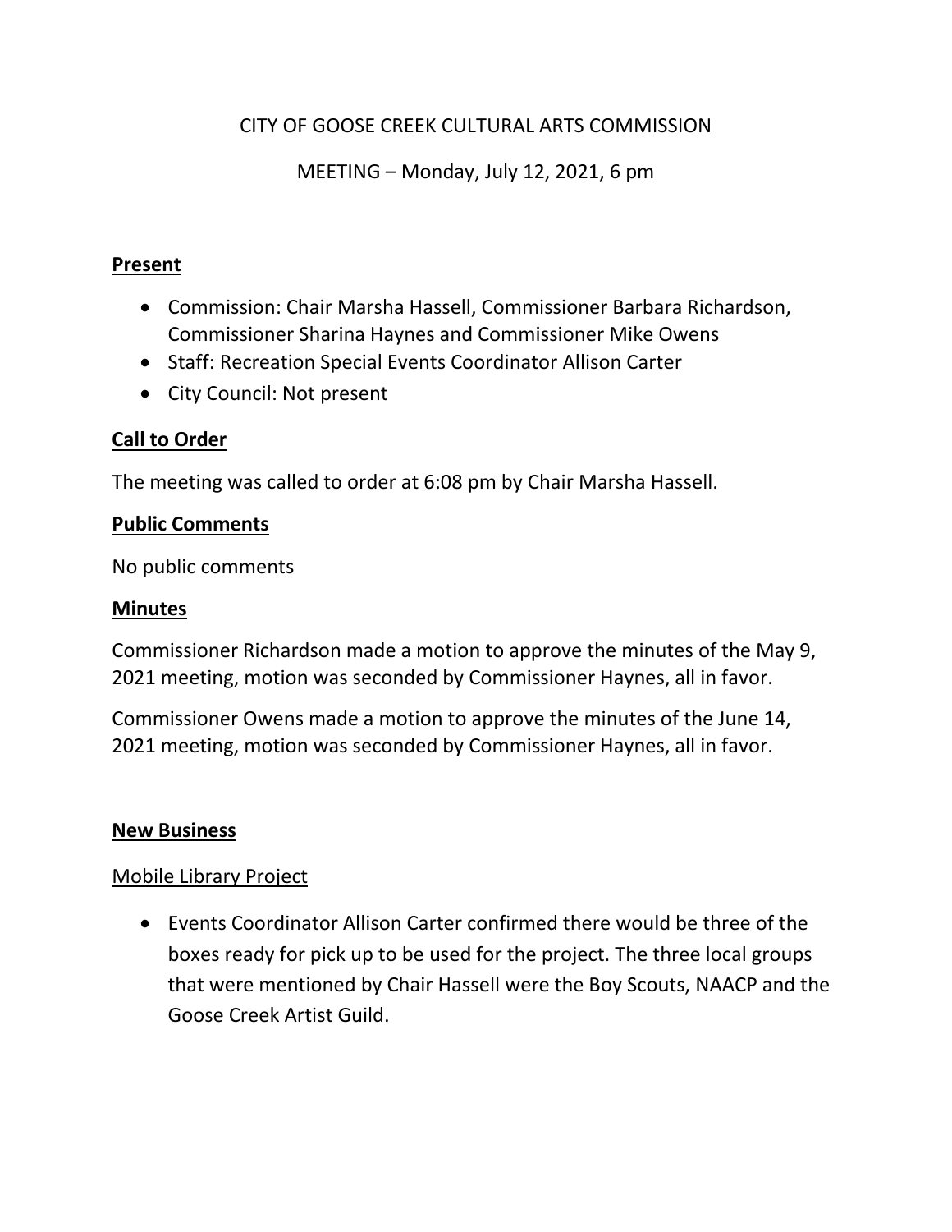CITY OF GOOSE CREEK CULTURAL ARTS COMMISSION

MEETING – Monday, July 12, 2021, 6 pm

**<u>Present</u>**

- Commission: Chair Marsha Hassell, Commissioner Barbara Richardson, Commissioner Sharina Haynes and Commissioner Mike Owens
- Staff: Recreation Special Events Coordinator Allison Carter
- City Council: Not present

**<u>Call to Order</u>**

The meeting was called to order at 6:08 pm by Chair Marsha Hassell.

**<u>Public Comments</u>**

No public comments

**<u>Minutes</u>**

Commissioner Richardson made a motion to approve the minutes of the May 9, 2021 meeting, motion was seconded by Commissioner Haynes, all in favor.

Commissioner Owens made a motion to approve the minutes of the June 14, 2021 meeting, motion was seconded by Commissioner Haynes, all in favor.

**<u>New Business</u>**

<u>Mobile Library Project</u>

- Events Coordinator Allison Carter confirmed there would be three of the boxes ready for pick up to be used for the project. The three local groups that were mentioned by Chair Hassell were the Boy Scouts, NAACP and the Goose Creek Artist Guild.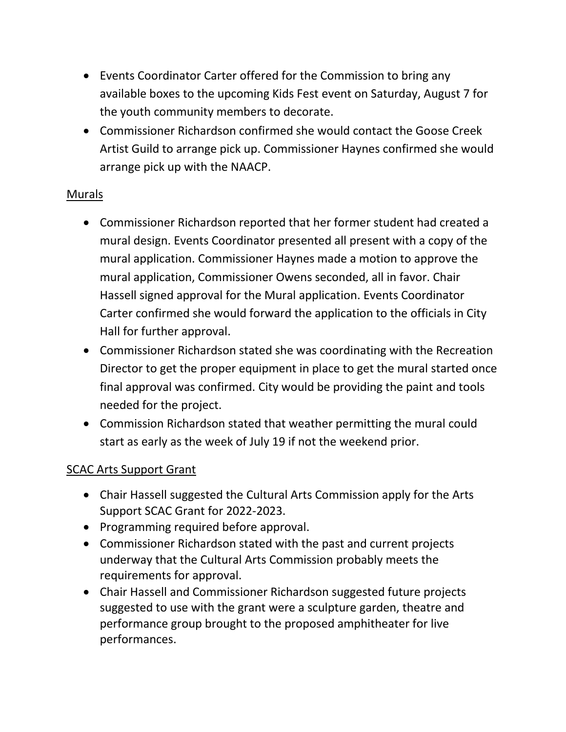- Events Coordinator Carter offered for the Commission to bring any available boxes to the upcoming Kids Fest event on Saturday, August 7 for the youth community members to decorate.
- Commissioner Richardson confirmed she would contact the Goose Creek Artist Guild to arrange pick up. Commissioner Haynes confirmed she would arrange pick up with the NAACP.

Murals

- Commissioner Richardson reported that her former student had created a mural design. Events Coordinator presented all present with a copy of the mural application. Commissioner Haynes made a motion to approve the mural application, Commissioner Owens seconded, all in favor. Chair Hassell signed approval for the Mural application. Events Coordinator Carter confirmed she would forward the application to the officials in City Hall for further approval.
- Commissioner Richardson stated she was coordinating with the Recreation Director to get the proper equipment in place to get the mural started once final approval was confirmed. City would be providing the paint and tools needed for the project.
- Commission Richardson stated that weather permitting the mural could start as early as the week of July 19 if not the weekend prior.

SCAC Arts Support Grant

- Chair Hassell suggested the Cultural Arts Commission apply for the Arts Support SCAC Grant for 2022-2023.
- Programming required before approval.
- Commissioner Richardson stated with the past and current projects underway that the Cultural Arts Commission probably meets the requirements for approval.
- Chair Hassell and Commissioner Richardson suggested future projects suggested to use with the grant were a sculpture garden, theatre and performance group brought to the proposed amphitheater for live performances.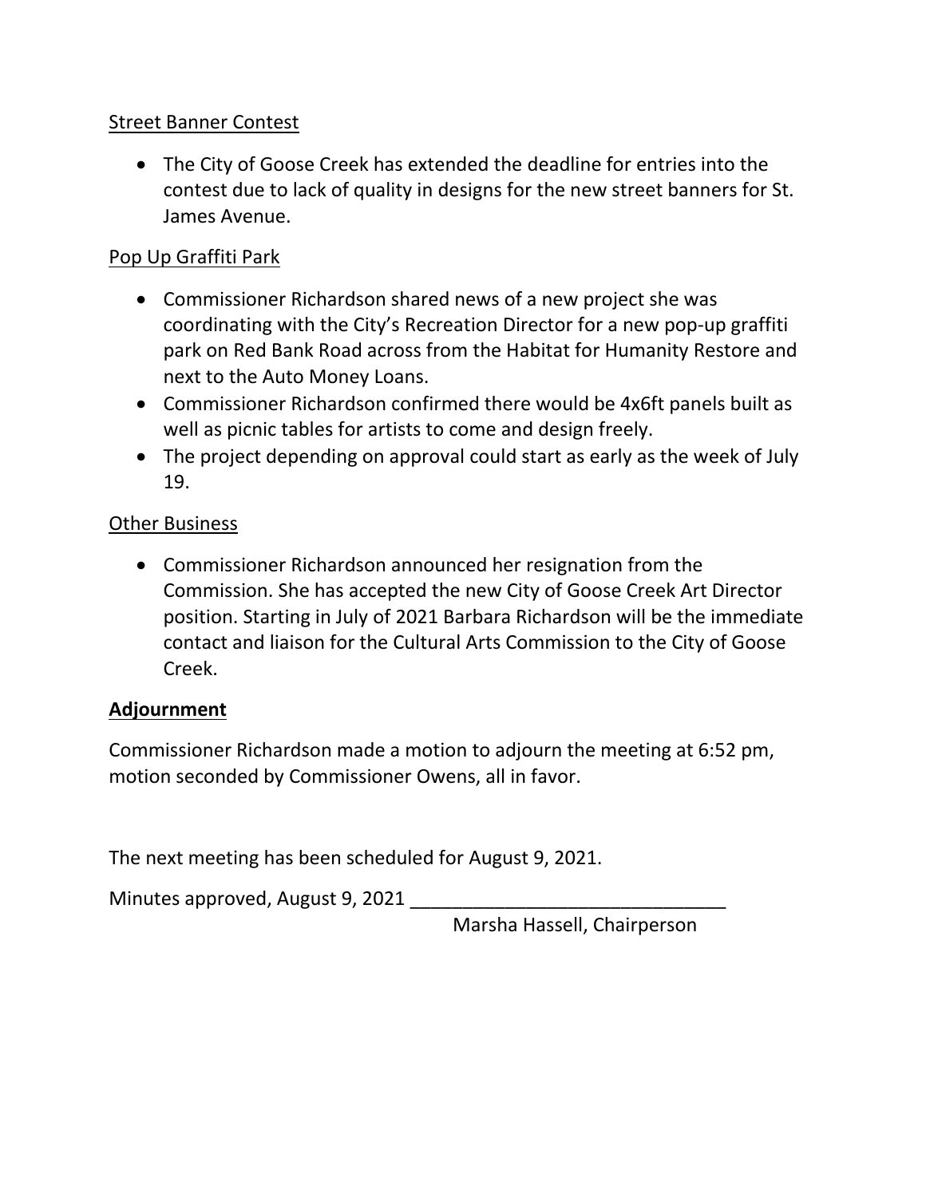Street Banner Contest

- The City of Goose Creek has extended the deadline for entries into the contest due to lack of quality in designs for the new street banners for St. James Avenue.

Pop Up Graffiti Park

- Commissioner Richardson shared news of a new project she was coordinating with the City's Recreation Director for a new pop-up graffiti park on Red Bank Road across from the Habitat for Humanity Restore and next to the Auto Money Loans.
- Commissioner Richardson confirmed there would be 4x6ft panels built as well as picnic tables for artists to come and design freely.
- The project depending on approval could start as early as the week of July 19.

Other Business

- Commissioner Richardson announced her resignation from the Commission. She has accepted the new City of Goose Creek Art Director position. Starting in July of 2021 Barbara Richardson will be the immediate contact and liaison for the Cultural Arts Commission to the City of Goose Creek.

**Adjournment**

Commissioner Richardson made a motion to adjourn the meeting at 6:52 pm, motion seconded by Commissioner Owens, all in favor.

The next meeting has been scheduled for August 9, 2021.

Minutes approved, August 9, 2021 ______________________________

Marsha Hassell, Chairperson